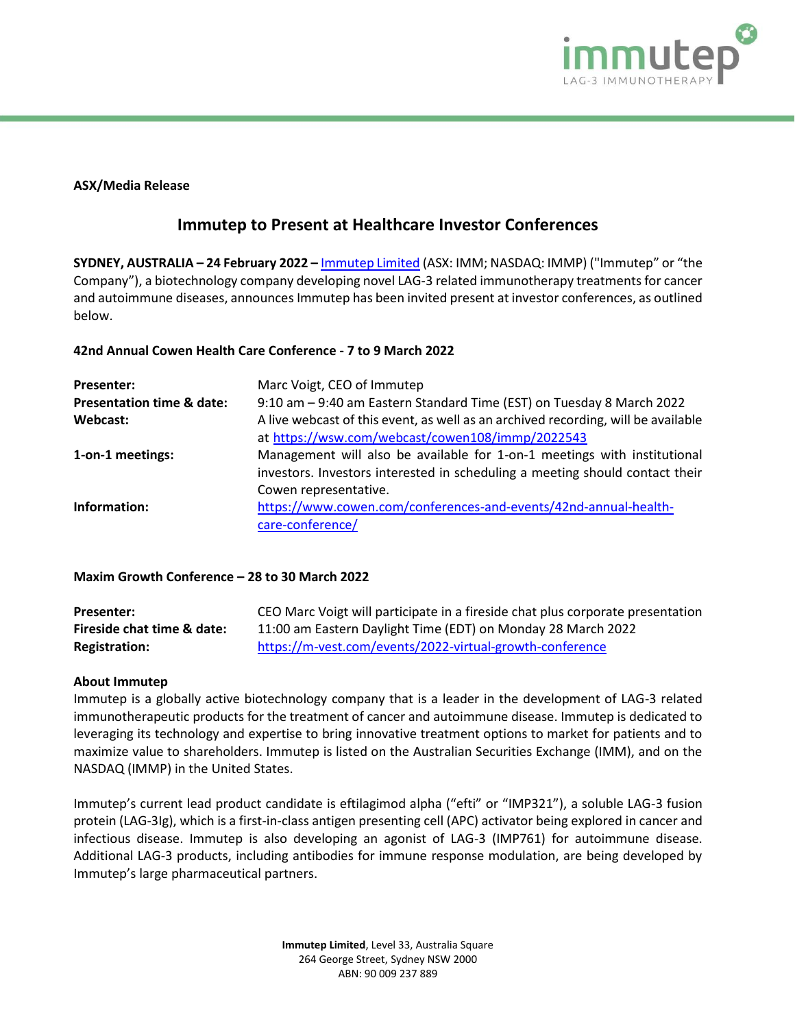**ASX/Media Release**

# Immutep to Present at Healthcare Investor Conferences

**SYDNEY, AUSTRALIA – 24 February 2022 –** Immutep Limited (ASX: IMM; NASDAQ: IMMP) ("Immutep" or "the Company"), a biotechnology company developing novel LAG-3 related immunotherapy treatments for cancer and autoimmune diseases, announces Immutep has been invited present at investor conferences, as outlined below.

**42nd Annual Cowen Health Care Conference - 7 to 9 March 2022**

| | |
|---|---|
| **Presenter:** | Marc Voigt, CEO of Immutep |
| **Presentation time & date:** | 9:10 am – 9:40 am Eastern Standard Time (EST) on Tuesday 8 March 2022 |
| **Webcast:** | A live webcast of this event, as well as an archived recording, will be available at https://wsw.com/webcast/cowen108/immp/2022543 |
| **1-on-1 meetings:** | Management will also be available for 1-on-1 meetings with institutional investors. Investors interested in scheduling a meeting should contact their Cowen representative. |
| **Information:** | https://www.cowen.com/conferences-and-events/42nd-annual-health-care-conference/ |

**Maxim Growth Conference – 28 to 30 March 2022**

| | |
|---|---|
| **Presenter:** | CEO Marc Voigt will participate in a fireside chat plus corporate presentation |
| **Fireside chat time & date:** | 11:00 am Eastern Daylight Time (EDT) on Monday 28 March 2022 |
| **Registration:** | https://m-vest.com/events/2022-virtual-growth-conference |

**About Immutep**

Immutep is a globally active biotechnology company that is a leader in the development of LAG-3 related immunotherapeutic products for the treatment of cancer and autoimmune disease. Immutep is dedicated to leveraging its technology and expertise to bring innovative treatment options to market for patients and to maximize value to shareholders. Immutep is listed on the Australian Securities Exchange (IMM), and on the NASDAQ (IMMP) in the United States.

Immutep's current lead product candidate is eftilagimod alpha ("efti" or "IMP321"), a soluble LAG-3 fusion protein (LAG-3Ig), which is a first-in-class antigen presenting cell (APC) activator being explored in cancer and infectious disease. Immutep is also developing an agonist of LAG-3 (IMP761) for autoimmune disease. Additional LAG-3 products, including antibodies for immune response modulation, are being developed by Immutep's large pharmaceutical partners.

**Immutep Limited**, Level 33, Australia Square
264 George Street, Sydney NSW 2000
ABN: 90 009 237 889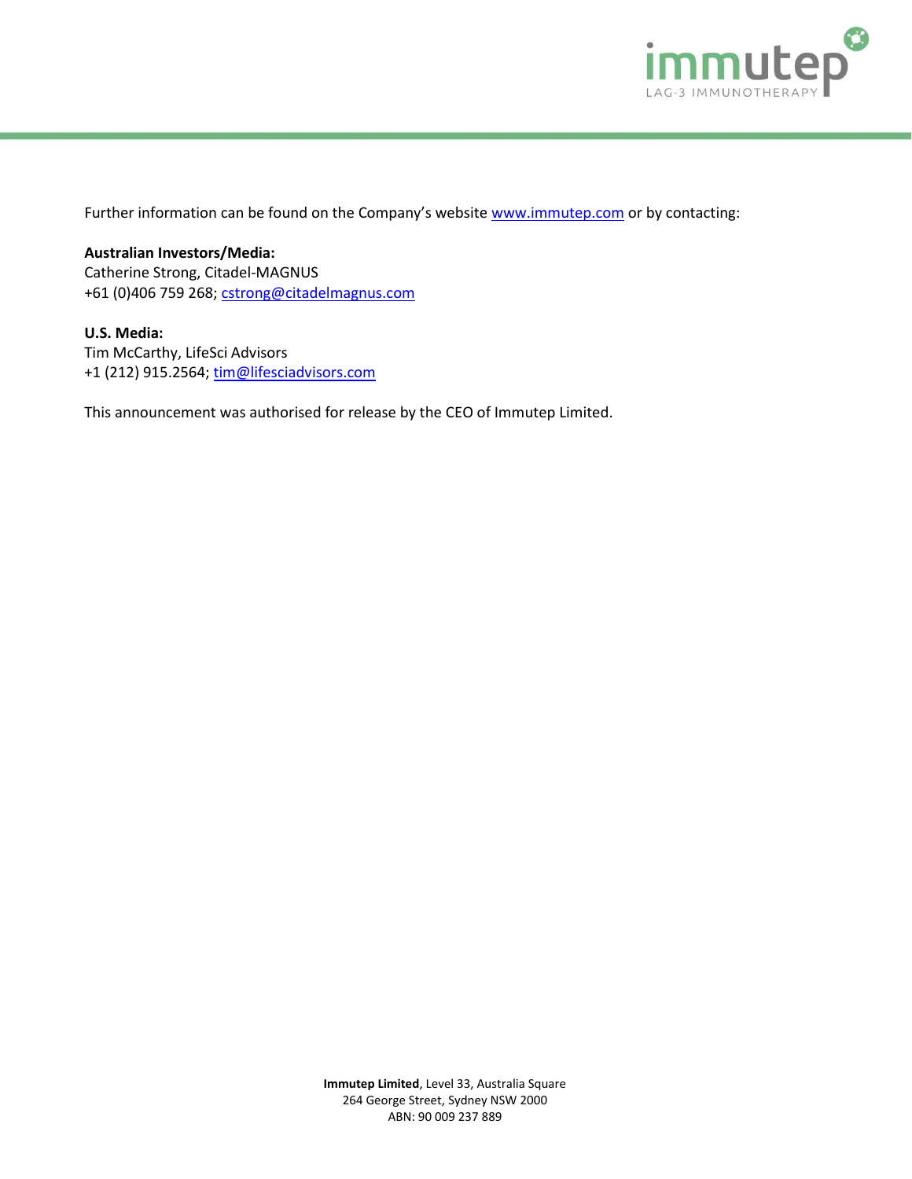Further information can be found on the Company's website www.immutep.com or by contacting:

**Australian Investors/Media:**
Catherine Strong, Citadel-MAGNUS
+61 (0)406 759 268; cstrong@citadelmagnus.com

**U.S. Media:**
Tim McCarthy, LifeSci Advisors
+1 (212) 915.2564; tim@lifesciadvisors.com

This announcement was authorised for release by the CEO of Immutep Limited.